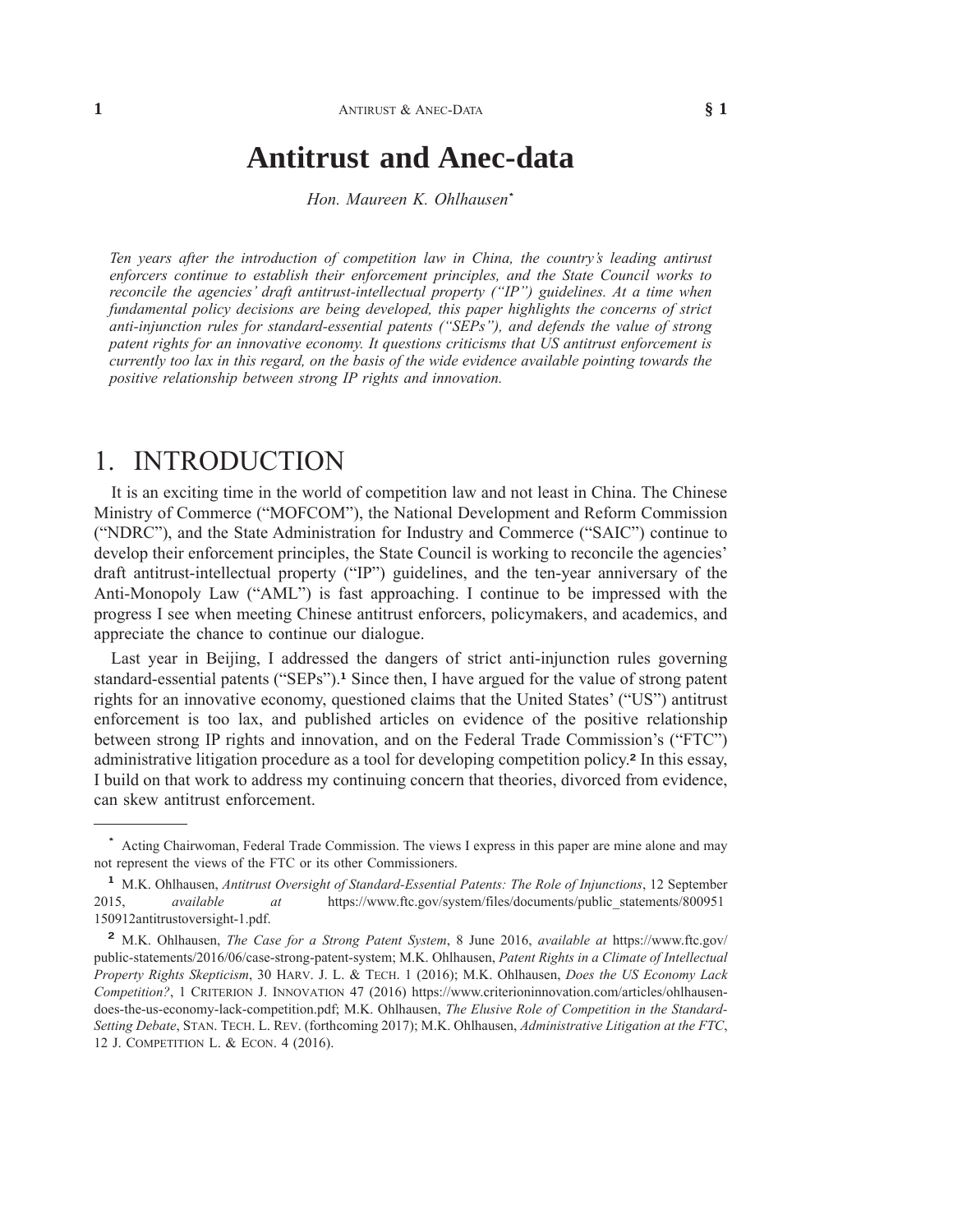# Antitrust and Anec-data

*Hon. Maureen K. Ohlhausen*[*]

*Ten years after the introduction of competition law in China, the country's leading antitrust enforcers continue to establish their enforcement principles, and the State Council works to reconcile the agencies' draft antitrust-intellectual property ("IP") guidelines. At a time when fundamental policy decisions are being developed, this paper highlights the concerns of strict anti-injunction rules for standard-essential patents ("SEPs"), and defends the value of strong patent rights for an innovative economy. It questions criticisms that US antitrust enforcement is currently too lax in this regard, on the basis of the wide evidence available pointing towards the positive relationship between strong IP rights and innovation.*

## 1. INTRODUCTION

It is an exciting time in the world of competition law and not least in China. The Chinese Ministry of Commerce ("MOFCOM"), the National Development and Reform Commission ("NDRC"), and the State Administration for Industry and Commerce ("SAIC") continue to develop their enforcement principles, the State Council is working to reconcile the agencies' draft antitrust-intellectual property ("IP") guidelines, and the ten-year anniversary of the Anti-Monopoly Law ("AML") is fast approaching. I continue to be impressed with the progress I see when meeting Chinese antitrust enforcers, policymakers, and academics, and appreciate the chance to continue our dialogue.

Last year in Beijing, I addressed the dangers of strict anti-injunction rules governing standard-essential patents ("SEPs").[1] Since then, I have argued for the value of strong patent rights for an innovative economy, questioned claims that the United States' ("US") antitrust enforcement is too lax, and published articles on evidence of the positive relationship between strong IP rights and innovation, and on the Federal Trade Commission's ("FTC") administrative litigation procedure as a tool for developing competition policy.[2] In this essay, I build on that work to address my continuing concern that theories, divorced from evidence, can skew antitrust enforcement.

---

[*] Acting Chairwoman, Federal Trade Commission. The views I express in this paper are mine alone and may not represent the views of the FTC or its other Commissioners.

[1] M.K. Ohlhausen, *Antitrust Oversight of Standard-Essential Patents: The Role of Injunctions*, 12 September 2015, *available at* https://www.ftc.gov/system/files/documents/public_statements/800951 150912antitrustoversight-1.pdf.

[2] M.K. Ohlhausen, *The Case for a Strong Patent System*, 8 June 2016, *available at* https://www.ftc.gov/public-statements/2016/06/case-strong-patent-system; M.K. Ohlhausen, *Patent Rights in a Climate of Intellectual Property Rights Skepticism*, 30 HARV. J. L. & TECH. 1 (2016); M.K. Ohlhausen, *Does the US Economy Lack Competition?*, 1 CRITERION J. INNOVATION 47 (2016) https://www.criterioninnovation.com/articles/ohlhausen-does-the-us-economy-lack-competition.pdf; M.K. Ohlhausen, *The Elusive Role of Competition in the Standard-Setting Debate*, STAN. TECH. L. REV. (forthcoming 2017); M.K. Ohlhausen, *Administrative Litigation at the FTC*, 12 J. COMPETITION L. & ECON. 4 (2016).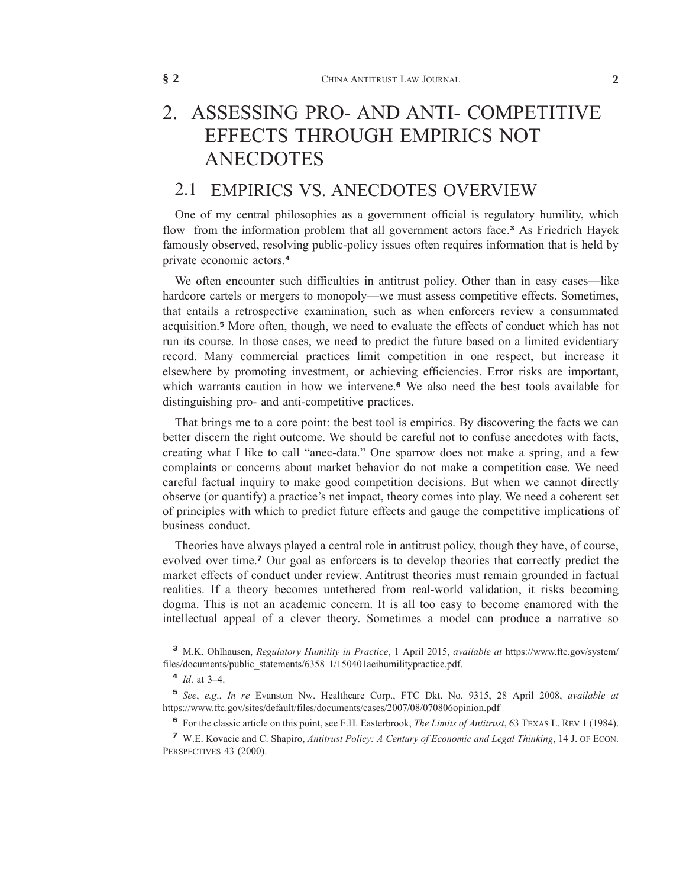# 2. ASSESSING PRO- AND ANTI- COMPETITIVE EFFECTS THROUGH EMPIRICS NOT ANECDOTES

## 2.1 EMPIRICS VS. ANECDOTES OVERVIEW

One of my central philosophies as a government official is regulatory humility, which flow from the information problem that all government actors face.[3] As Friedrich Hayek famously observed, resolving public-policy issues often requires information that is held by private economic actors.[4]

We often encounter such difficulties in antitrust policy. Other than in easy cases—like hardcore cartels or mergers to monopoly—we must assess competitive effects. Sometimes, that entails a retrospective examination, such as when enforcers review a consummated acquisition.[5] More often, though, we need to evaluate the effects of conduct which has not run its course. In those cases, we need to predict the future based on a limited evidentiary record. Many commercial practices limit competition in one respect, but increase it elsewhere by promoting investment, or achieving efficiencies. Error risks are important, which warrants caution in how we intervene.[6] We also need the best tools available for distinguishing pro- and anti-competitive practices.

That brings me to a core point: the best tool is empirics. By discovering the facts we can better discern the right outcome. We should be careful not to confuse anecdotes with facts, creating what I like to call "anec-data." One sparrow does not make a spring, and a few complaints or concerns about market behavior do not make a competition case. We need careful factual inquiry to make good competition decisions. But when we cannot directly observe (or quantify) a practice's net impact, theory comes into play. We need a coherent set of principles with which to predict future effects and gauge the competitive implications of business conduct.

Theories have always played a central role in antitrust policy, though they have, of course, evolved over time.[7] Our goal as enforcers is to develop theories that correctly predict the market effects of conduct under review. Antitrust theories must remain grounded in factual realities. If a theory becomes untethered from real-world validation, it risks becoming dogma. This is not an academic concern. It is all too easy to become enamored with the intellectual appeal of a clever theory. Sometimes a model can produce a narrative so

---

[3] M.K. Ohlhausen, *Regulatory Humility in Practice*, 1 April 2015, *available at* https://www.ftc.gov/system/files/documents/public_statements/6358 1/150401aeihumilitypractice.pdf.

[4] *Id*. at 3–4.

[5] *See*, *e.g.*, *In re* Evanston Nw. Healthcare Corp., FTC Dkt. No. 9315, 28 April 2008, *available at* https://www.ftc.gov/sites/default/files/documents/cases/2007/08/070806opinion.pdf

[6] For the classic article on this point, see F.H. Easterbrook, *The Limits of Antitrust*, 63 TEXAS L. REV 1 (1984).

[7] W.E. Kovacic and C. Shapiro, *Antitrust Policy: A Century of Economic and Legal Thinking*, 14 J. OF ECON. PERSPECTIVES 43 (2000).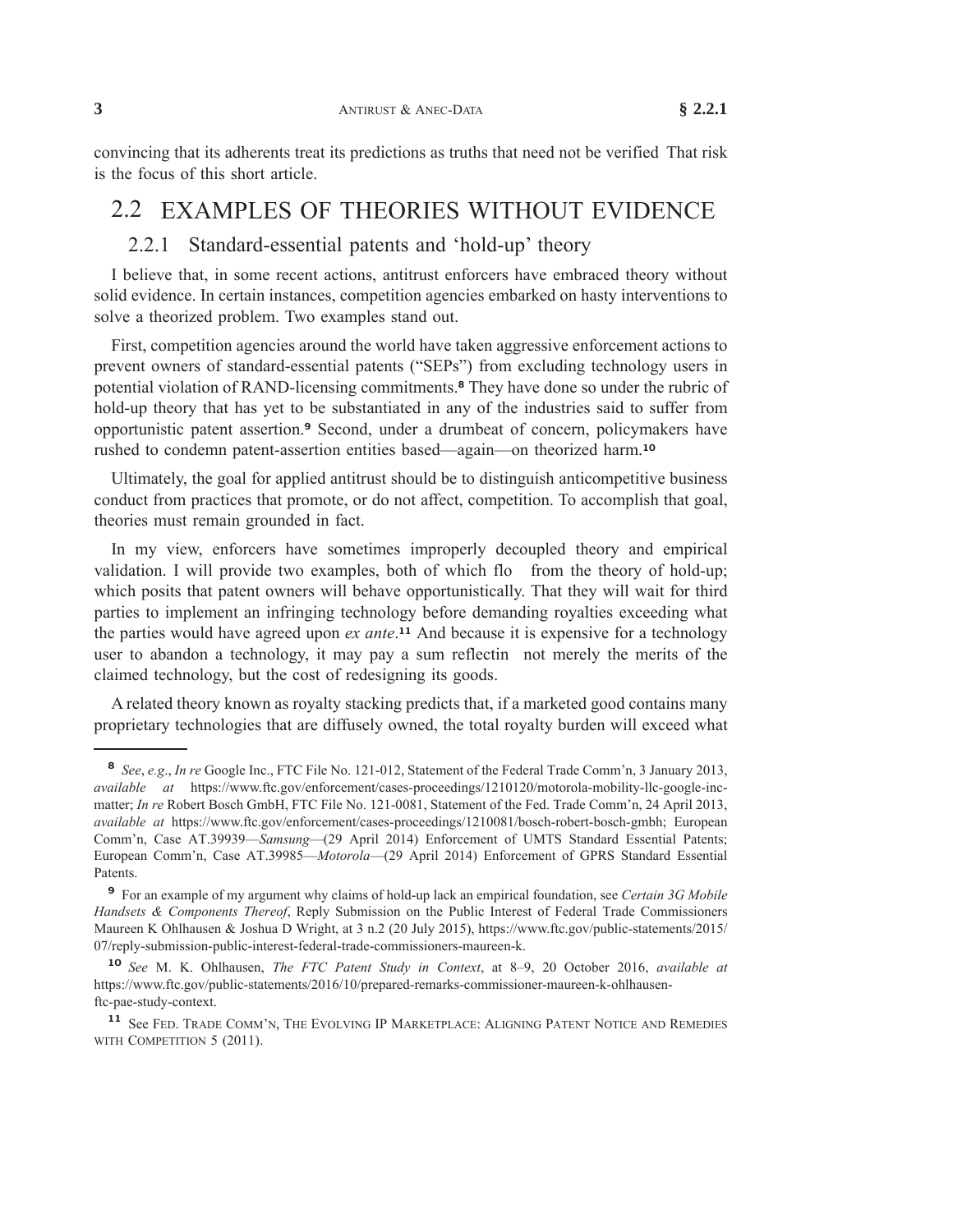convincing that its adherents treat its predictions as truths that need not be verified That risk is the focus of this short article.

## 2.2 EXAMPLES OF THEORIES WITHOUT EVIDENCE

### 2.2.1 Standard-essential patents and 'hold-up' theory

I believe that, in some recent actions, antitrust enforcers have embraced theory without solid evidence. In certain instances, competition agencies embarked on hasty interventions to solve a theorized problem. Two examples stand out.

First, competition agencies around the world have taken aggressive enforcement actions to prevent owners of standard-essential patents ("SEPs") from excluding technology users in potential violation of RAND-licensing commitments.[8] They have done so under the rubric of hold-up theory that has yet to be substantiated in any of the industries said to suffer from opportunistic patent assertion.[9] Second, under a drumbeat of concern, policymakers have rushed to condemn patent-assertion entities based—again—on theorized harm.[10]

Ultimately, the goal for applied antitrust should be to distinguish anticompetitive business conduct from practices that promote, or do not affect, competition. To accomplish that goal, theories must remain grounded in fact.

In my view, enforcers have sometimes improperly decoupled theory and empirical validation. I will provide two examples, both of which flo from the theory of hold-up; which posits that patent owners will behave opportunistically. That they will wait for third parties to implement an infringing technology before demanding royalties exceeding what the parties would have agreed upon *ex ante*.[11] And because it is expensive for a technology user to abandon a technology, it may pay a sum reflectin not merely the merits of the claimed technology, but the cost of redesigning its goods.

A related theory known as royalty stacking predicts that, if a marketed good contains many proprietary technologies that are diffusely owned, the total royalty burden will exceed what

---

[8] *See*, *e.g.*, *In re* Google Inc., FTC File No. 121-012, Statement of the Federal Trade Comm'n, 3 January 2013, *available at* https://www.ftc.gov/enforcement/cases-proceedings/1210120/motorola-mobility-llc-google-inc-matter; *In re* Robert Bosch GmbH, FTC File No. 121-0081, Statement of the Fed. Trade Comm'n, 24 April 2013, *available at* https://www.ftc.gov/enforcement/cases-proceedings/1210081/bosch-robert-bosch-gmbh; European Comm'n, Case AT.39939—*Samsung*—(29 April 2014) Enforcement of UMTS Standard Essential Patents; European Comm'n, Case AT.39985—*Motorola*—(29 April 2014) Enforcement of GPRS Standard Essential Patents.

[9] For an example of my argument why claims of hold-up lack an empirical foundation, see *Certain 3G Mobile Handsets & Components Thereof*, Reply Submission on the Public Interest of Federal Trade Commissioners Maureen K Ohlhausen & Joshua D Wright, at 3 n.2 (20 July 2015), https://www.ftc.gov/public-statements/2015/07/reply-submission-public-interest-federal-trade-commissioners-maureen-k.

[10] *See* M. K. Ohlhausen, *The FTC Patent Study in Context*, at 8–9, 20 October 2016, *available at* https://www.ftc.gov/public-statements/2016/10/prepared-remarks-commissioner-maureen-k-ohlhausen-ftc-pae-study-context.

[11] See Fed. Trade Comm'n, The Evolving IP Marketplace: Aligning Patent Notice and Remedies with Competition 5 (2011).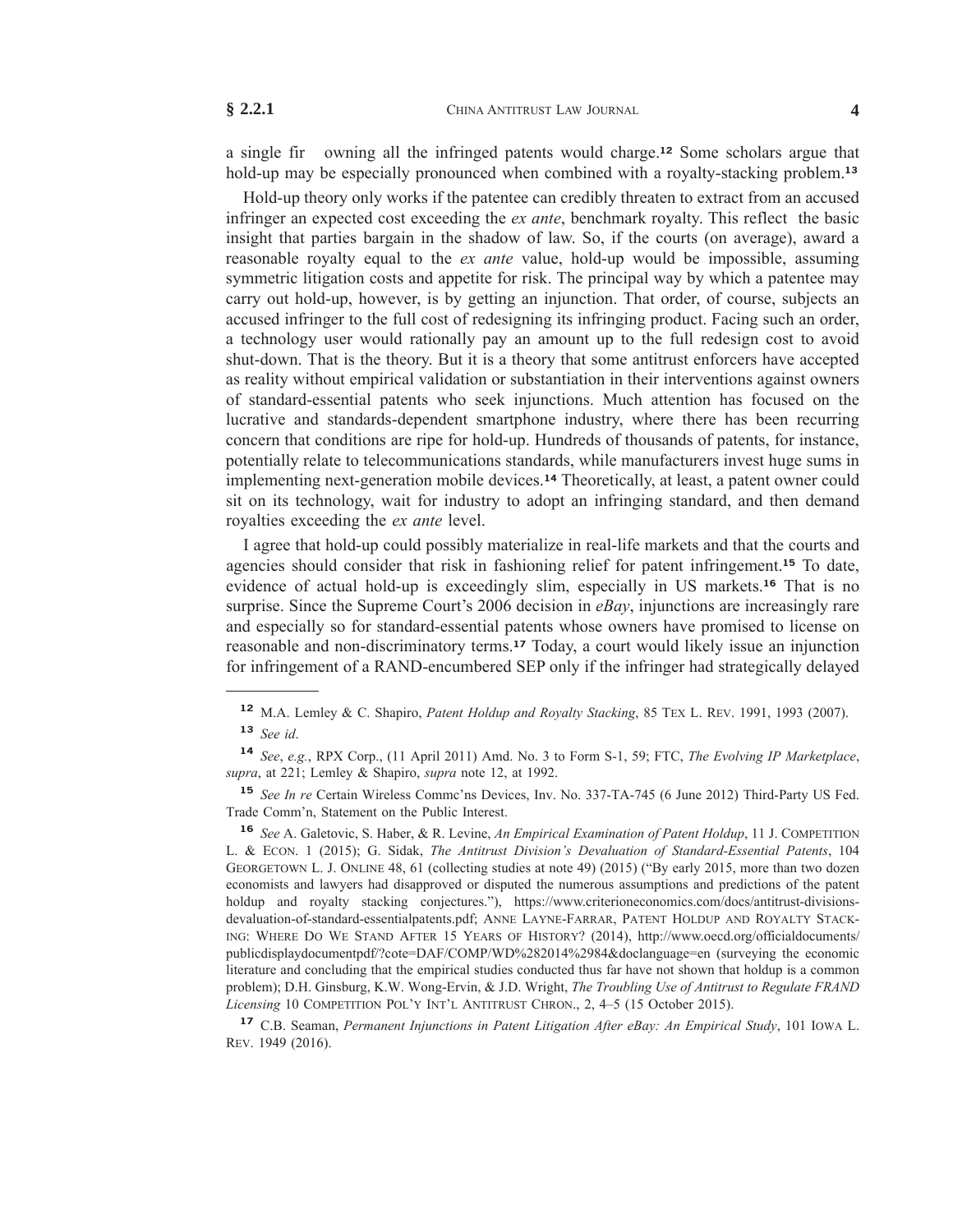a single fir  owning all the infringed patents would charge.[12] Some scholars argue that hold-up may be especially pronounced when combined with a royalty-stacking problem.[13]

Hold-up theory only works if the patentee can credibly threaten to extract from an accused infringer an expected cost exceeding the *ex ante*, benchmark royalty. This reflect  the basic insight that parties bargain in the shadow of law. So, if the courts (on average), award a reasonable royalty equal to the *ex ante* value, hold-up would be impossible, assuming symmetric litigation costs and appetite for risk. The principal way by which a patentee may carry out hold-up, however, is by getting an injunction. That order, of course, subjects an accused infringer to the full cost of redesigning its infringing product. Facing such an order, a technology user would rationally pay an amount up to the full redesign cost to avoid shut-down. That is the theory. But it is a theory that some antitrust enforcers have accepted as reality without empirical validation or substantiation in their interventions against owners of standard-essential patents who seek injunctions. Much attention has focused on the lucrative and standards-dependent smartphone industry, where there has been recurring concern that conditions are ripe for hold-up. Hundreds of thousands of patents, for instance, potentially relate to telecommunications standards, while manufacturers invest huge sums in implementing next-generation mobile devices.[14] Theoretically, at least, a patent owner could sit on its technology, wait for industry to adopt an infringing standard, and then demand royalties exceeding the *ex ante* level.

I agree that hold-up could possibly materialize in real-life markets and that the courts and agencies should consider that risk in fashioning relief for patent infringement.[15] To date, evidence of actual hold-up is exceedingly slim, especially in US markets.[16] That is no surprise. Since the Supreme Court's 2006 decision in *eBay*, injunctions are increasingly rare and especially so for standard-essential patents whose owners have promised to license on reasonable and non-discriminatory terms.[17] Today, a court would likely issue an injunction for infringement of a RAND-encumbered SEP only if the infringer had strategically delayed

---

[12] M.A. Lemley & C. Shapiro, *Patent Holdup and Royalty Stacking*, 85 Tex L. Rev. 1991, 1993 (2007).

[13] *See id*.

[14] *See*, *e.g.*, RPX Corp., (11 April 2011) Amd. No. 3 to Form S-1, 59; FTC, *The Evolving IP Marketplace*, *supra*, at 221; Lemley & Shapiro, *supra* note 12, at 1992.

[15] *See In re* Certain Wireless Commc'ns Devices, Inv. No. 337-TA-745 (6 June 2012) Third-Party US Fed. Trade Comm'n, Statement on the Public Interest.

[16] *See* A. Galetovic, S. Haber, & R. Levine, *An Empirical Examination of Patent Holdup*, 11 J. Competition L. & Econ. 1 (2015); G. Sidak, *The Antitrust Division's Devaluation of Standard-Essential Patents*, 104 Georgetown L. J. Online 48, 61 (collecting studies at note 49) (2015) ("By early 2015, more than two dozen economists and lawyers had disapproved or disputed the numerous assumptions and predictions of the patent holdup and royalty stacking conjectures."), https://www.criterioneconomics.com/docs/antitrust-divisions-devaluation-of-standard-essentialpatents.pdf; Anne Layne-Farrar, Patent Holdup and Royalty Stacking: Where Do We Stand After 15 Years of History? (2014), http://www.oecd.org/officialdocuments/publicdisplaydocumentpdf/?cote=DAF/COMP/WD%282014%2984&doclanguage=en (surveying the economic literature and concluding that the empirical studies conducted thus far have not shown that holdup is a common problem); D.H. Ginsburg, K.W. Wong-Ervin, & J.D. Wright, *The Troubling Use of Antitrust to Regulate FRAND Licensing* 10 Competition Pol'y Int'l Antitrust Chron., 2, 4–5 (15 October 2015).

[17] C.B. Seaman, *Permanent Injunctions in Patent Litigation After eBay: An Empirical Study*, 101 Iowa L. Rev. 1949 (2016).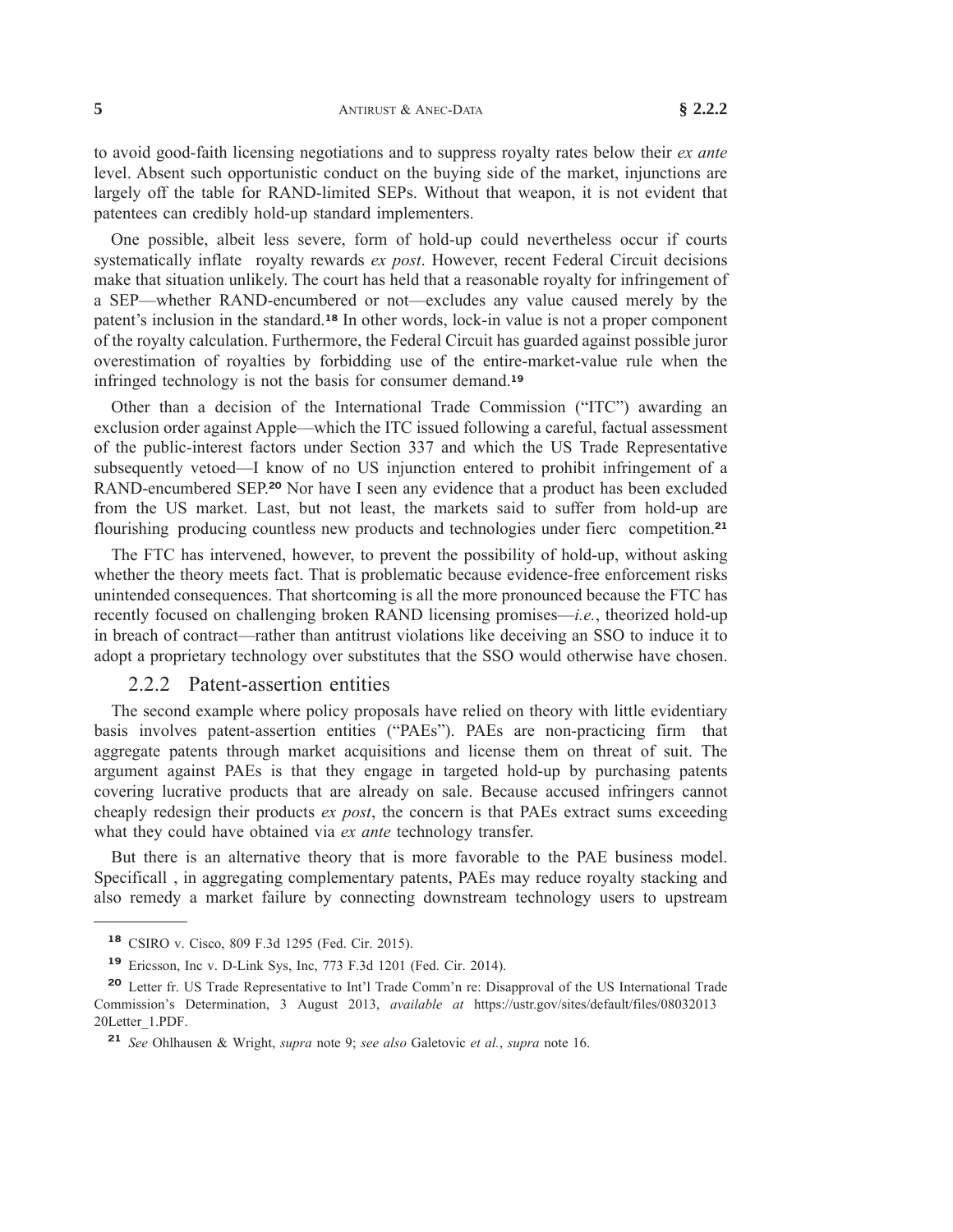to avoid good-faith licensing negotiations and to suppress royalty rates below their *ex ante* level. Absent such opportunistic conduct on the buying side of the market, injunctions are largely off the table for RAND-limited SEPs. Without that weapon, it is not evident that patentees can credibly hold-up standard implementers.

One possible, albeit less severe, form of hold-up could nevertheless occur if courts systematically inflate royalty rewards *ex post*. However, recent Federal Circuit decisions make that situation unlikely. The court has held that a reasonable royalty for infringement of a SEP—whether RAND-encumbered or not—excludes any value caused merely by the patent's inclusion in the standard.[18] In other words, lock-in value is not a proper component of the royalty calculation. Furthermore, the Federal Circuit has guarded against possible juror overestimation of royalties by forbidding use of the entire-market-value rule when the infringed technology is not the basis for consumer demand.[19]

Other than a decision of the International Trade Commission ("ITC") awarding an exclusion order against Apple—which the ITC issued following a careful, factual assessment of the public-interest factors under Section 337 and which the US Trade Representative subsequently vetoed—I know of no US injunction entered to prohibit infringement of a RAND-encumbered SEP.[20] Nor have I seen any evidence that a product has been excluded from the US market. Last, but not least, the markets said to suffer from hold-up are flourishing producing countless new products and technologies under fierc competition.[21]

The FTC has intervened, however, to prevent the possibility of hold-up, without asking whether the theory meets fact. That is problematic because evidence-free enforcement risks unintended consequences. That shortcoming is all the more pronounced because the FTC has recently focused on challenging broken RAND licensing promises—*i.e.*, theorized hold-up in breach of contract—rather than antitrust violations like deceiving an SSO to induce it to adopt a proprietary technology over substitutes that the SSO would otherwise have chosen.

### 2.2.2 Patent-assertion entities

The second example where policy proposals have relied on theory with little evidentiary basis involves patent-assertion entities ("PAEs"). PAEs are non-practicing firm that aggregate patents through market acquisitions and license them on threat of suit. The argument against PAEs is that they engage in targeted hold-up by purchasing patents covering lucrative products that are already on sale. Because accused infringers cannot cheaply redesign their products *ex post*, the concern is that PAEs extract sums exceeding what they could have obtained via *ex ante* technology transfer.

But there is an alternative theory that is more favorable to the PAE business model. Specificall , in aggregating complementary patents, PAEs may reduce royalty stacking and also remedy a market failure by connecting downstream technology users to upstream

---

[18] CSIRO v. Cisco, 809 F.3d 1295 (Fed. Cir. 2015).

[19] Ericsson, Inc v. D-Link Sys, Inc, 773 F.3d 1201 (Fed. Cir. 2014).

[20] Letter fr. US Trade Representative to Int'l Trade Comm'n re: Disapproval of the US International Trade Commission's Determination, 3 August 2013, *available at* https://ustr.gov/sites/default/files/08032013 20Letter_1.PDF.

[21] *See* Ohlhausen & Wright, *supra* note 9; *see also* Galetovic *et al.*, *supra* note 16.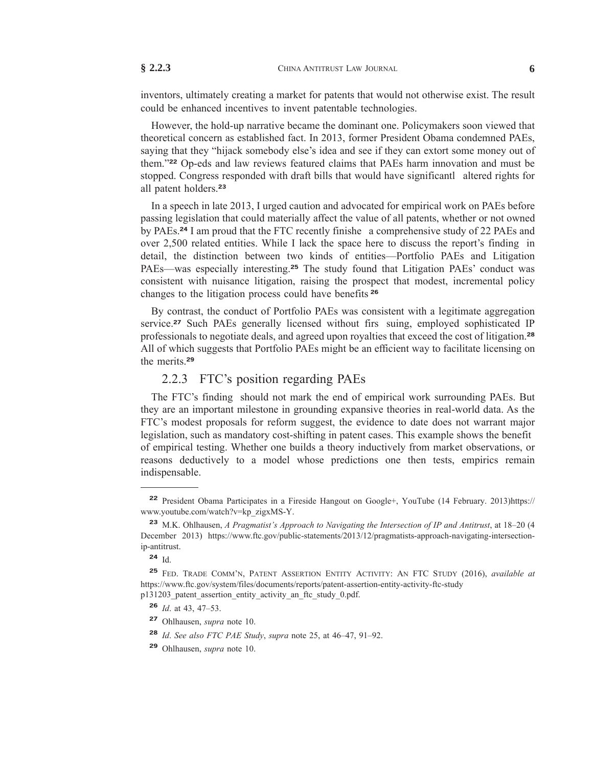inventors, ultimately creating a market for patents that would not otherwise exist. The result could be enhanced incentives to invent patentable technologies.

However, the hold-up narrative became the dominant one. Policymakers soon viewed that theoretical concern as established fact. In 2013, former President Obama condemned PAEs, saying that they "hijack somebody else's idea and see if they can extort some money out of them."[22] Op-eds and law reviews featured claims that PAEs harm innovation and must be stopped. Congress responded with draft bills that would have significantl altered rights for all patent holders.[23]

In a speech in late 2013, I urged caution and advocated for empirical work on PAEs before passing legislation that could materially affect the value of all patents, whether or not owned by PAEs.[24] I am proud that the FTC recently finishe a comprehensive study of 22 PAEs and over 2,500 related entities. While I lack the space here to discuss the report's finding in detail, the distinction between two kinds of entities—Portfolio PAEs and Litigation PAEs—was especially interesting.[25] The study found that Litigation PAEs' conduct was consistent with nuisance litigation, raising the prospect that modest, incremental policy changes to the litigation process could have benefits [26]

By contrast, the conduct of Portfolio PAEs was consistent with a legitimate aggregation service.[27] Such PAEs generally licensed without firs suing, employed sophisticated IP professionals to negotiate deals, and agreed upon royalties that exceed the cost of litigation.[28] All of which suggests that Portfolio PAEs might be an efficient way to facilitate licensing on the merits.[29]

### 2.2.3 FTC's position regarding PAEs

The FTC's finding should not mark the end of empirical work surrounding PAEs. But they are an important milestone in grounding expansive theories in real-world data. As the FTC's modest proposals for reform suggest, the evidence to date does not warrant major legislation, such as mandatory cost-shifting in patent cases. This example shows the benefit of empirical testing. Whether one builds a theory inductively from market observations, or reasons deductively to a model whose predictions one then tests, empirics remain indispensable.

---

[22] President Obama Participates in a Fireside Hangout on Google+, YouTube (14 February. 2013)https://www.youtube.com/watch?v=kp_zigxMS-Y.

[23] M.K. Ohlhausen, *A Pragmatist's Approach to Navigating the Intersection of IP and Antitrust*, at 18–20 (4 December 2013) https://www.ftc.gov/public-statements/2013/12/pragmatists-approach-navigating-intersection-ip-antitrust.

[24] Id.

[25] FED. TRADE COMM'N, PATENT ASSERTION ENTITY ACTIVITY: AN FTC STUDY (2016), *available at* https://www.ftc.gov/system/files/documents/reports/patent-assertion-entity-activity-ftc-study p131203_patent_assertion_entity_activity_an_ftc_study_0.pdf.

[26] *Id*. at 43, 47–53.

[27] Ohlhausen, *supra* note 10.

[28] *Id*. *See also FTC PAE Study*, *supra* note 25, at 46–47, 91–92.

[29] Ohlhausen, *supra* note 10.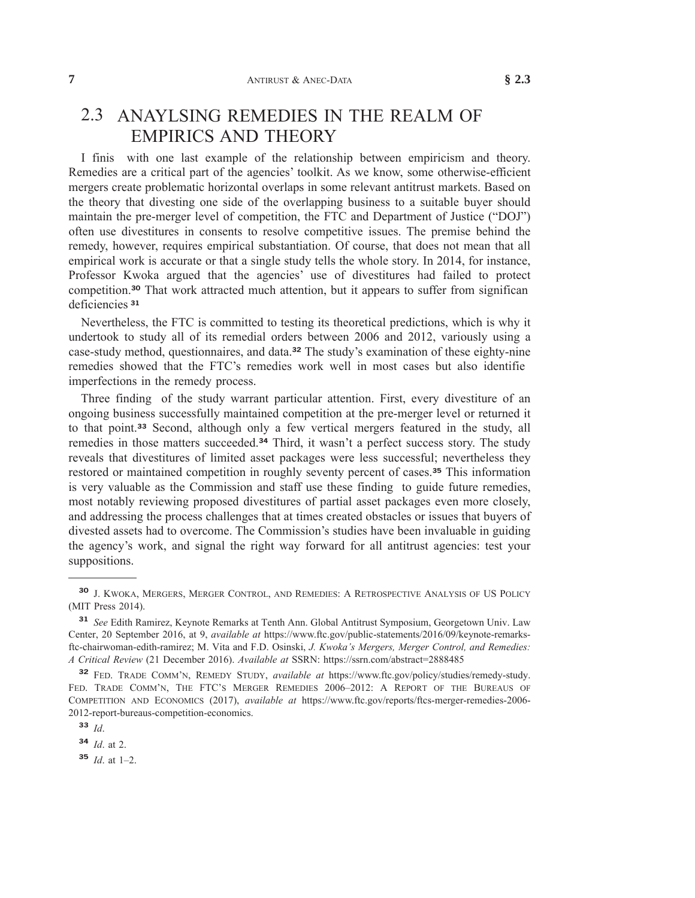## 2.3 ANAYLSING REMEDIES IN THE REALM OF EMPIRICS AND THEORY

I finis  with one last example of the relationship between empiricism and theory. Remedies are a critical part of the agencies' toolkit. As we know, some otherwise-efficient mergers create problematic horizontal overlaps in some relevant antitrust markets. Based on the theory that divesting one side of the overlapping business to a suitable buyer should maintain the pre-merger level of competition, the FTC and Department of Justice ("DOJ") often use divestitures in consents to resolve competitive issues. The premise behind the remedy, however, requires empirical substantiation. Of course, that does not mean that all empirical work is accurate or that a single study tells the whole story. In 2014, for instance, Professor Kwoka argued that the agencies' use of divestitures had failed to protect competition.[30] That work attracted much attention, but it appears to suffer from significan deficiencies [31]

Nevertheless, the FTC is committed to testing its theoretical predictions, which is why it undertook to study all of its remedial orders between 2006 and 2012, variously using a case-study method, questionnaires, and data.[32] The study's examination of these eighty-nine remedies showed that the FTC's remedies work well in most cases but also identifie imperfections in the remedy process.

Three finding of the study warrant particular attention. First, every divestiture of an ongoing business successfully maintained competition at the pre-merger level or returned it to that point.[33] Second, although only a few vertical mergers featured in the study, all remedies in those matters succeeded.[34] Third, it wasn't a perfect success story. The study reveals that divestitures of limited asset packages were less successful; nevertheless they restored or maintained competition in roughly seventy percent of cases.[35] This information is very valuable as the Commission and staff use these finding to guide future remedies, most notably reviewing proposed divestitures of partial asset packages even more closely, and addressing the process challenges that at times created obstacles or issues that buyers of divested assets had to overcome. The Commission's studies have been invaluable in guiding the agency's work, and signal the right way forward for all antitrust agencies: test your suppositions.

---

[30] J. Kwoka, Mergers, Merger Control, and Remedies: A Retrospective Analysis of US Policy (MIT Press 2014).

[31] *See* Edith Ramirez, Keynote Remarks at Tenth Ann. Global Antitrust Symposium, Georgetown Univ. Law Center, 20 September 2016, at 9, *available at* https://www.ftc.gov/public-statements/2016/09/keynote-remarks-ftc-chairwoman-edith-ramirez; M. Vita and F.D. Osinski, *J. Kwoka's Mergers, Merger Control, and Remedies: A Critical Review* (21 December 2016). *Available at* SSRN: https://ssrn.com/abstract=2888485

[32] Fed. Trade Comm'n, Remedy Study, *available at* https://www.ftc.gov/policy/studies/remedy-study. Fed. Trade Comm'n, The FTC's Merger Remedies 2006–2012: A Report of the Bureaus of Competition and Economics (2017), *available at* https://www.ftc.gov/reports/ftcs-merger-remedies-2006-2012-report-bureaus-competition-economics.

[33] *Id*.

[34] *Id*. at 2.

[35] *Id*. at 1–2.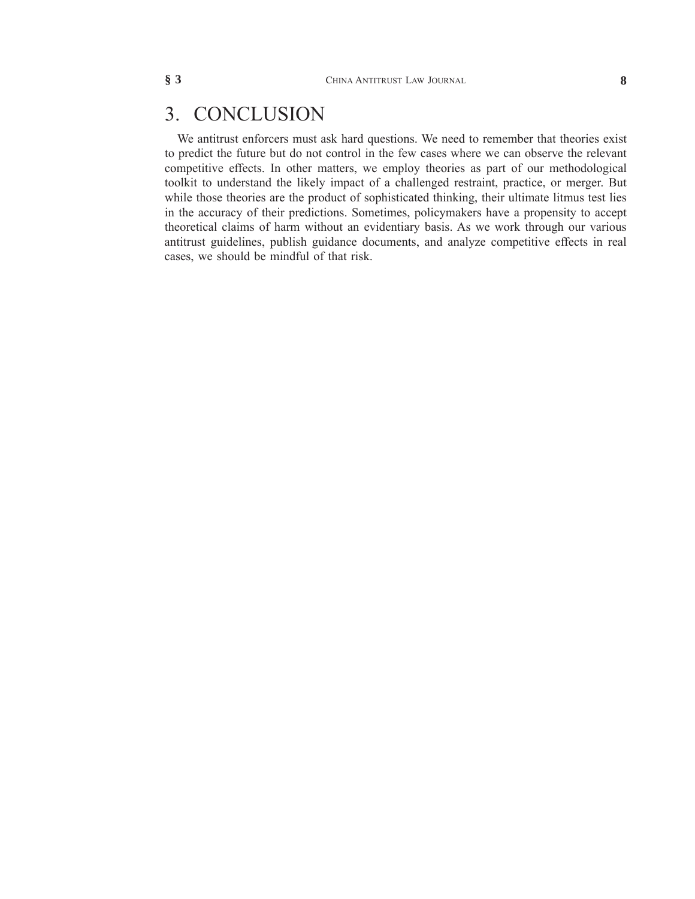# 3. CONCLUSION

We antitrust enforcers must ask hard questions. We need to remember that theories exist to predict the future but do not control in the few cases where we can observe the relevant competitive effects. In other matters, we employ theories as part of our methodological toolkit to understand the likely impact of a challenged restraint, practice, or merger. But while those theories are the product of sophisticated thinking, their ultimate litmus test lies in the accuracy of their predictions. Sometimes, policymakers have a propensity to accept theoretical claims of harm without an evidentiary basis. As we work through our various antitrust guidelines, publish guidance documents, and analyze competitive effects in real cases, we should be mindful of that risk.